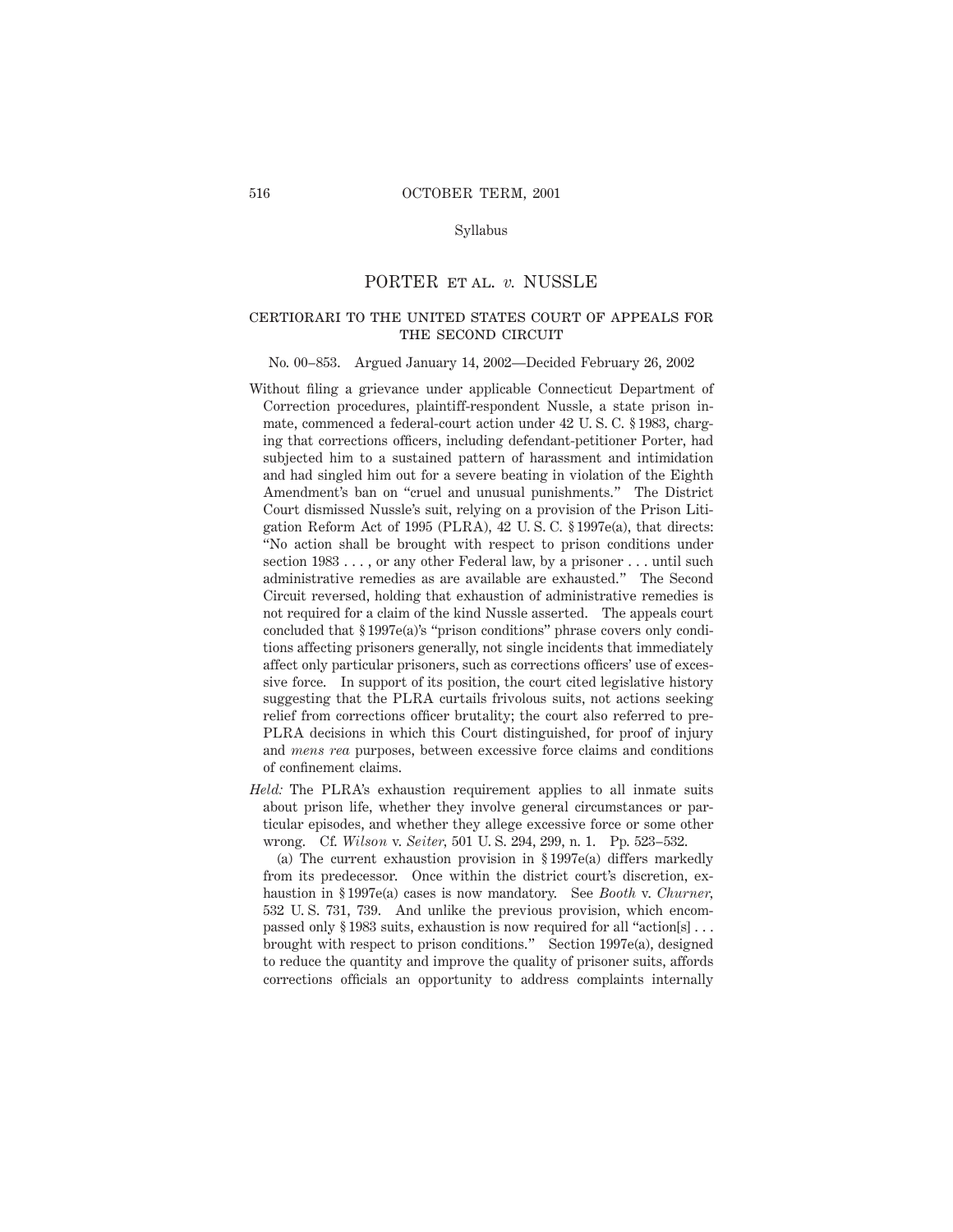Syllabus

# PORTER ET AL. v. NUSSLE

## CERTIORARI TO THE UNITED STATES COURT OF APPEALS FOR THE SECOND CIRCUIT

No. 00–853. Argued January 14, 2002—Decided February 26, 2002

Without filing a grievance under applicable Connecticut Department of Correction procedures, plaintiff-respondent Nussle, a state prison inmate, commenced a federal-court action under 42 U. S. C. § 1983, charging that corrections officers, including defendant-petitioner Porter, had subjected him to a sustained pattern of harassment and intimidation and had singled him out for a severe beating in violation of the Eighth Amendment's ban on "cruel and unusual punishments." The District Court dismissed Nussle's suit, relying on a provision of the Prison Litigation Reform Act of 1995 (PLRA), 42 U. S. C. § 1997e(a), that directs: "No action shall be brought with respect to prison conditions under section 1983 . . . , or any other Federal law, by a prisoner . . . until such administrative remedies as are available are exhausted." The Second Circuit reversed, holding that exhaustion of administrative remedies is not required for a claim of the kind Nussle asserted. The appeals court concluded that § 1997e(a)'s "prison conditions" phrase covers only conditions affecting prisoners generally, not single incidents that immediately affect only particular prisoners, such as corrections officers' use of excessive force. In support of its position, the court cited legislative history suggesting that the PLRA curtails frivolous suits, not actions seeking relief from corrections officer brutality; the court also referred to pre-PLRA decisions in which this Court distinguished, for proof of injury and *mens rea* purposes, between excessive force claims and conditions of confinement claims.

*Held:* The PLRA's exhaustion requirement applies to all inmate suits about prison life, whether they involve general circumstances or particular episodes, and whether they allege excessive force or some other wrong. Cf. *Wilson* v. *Seiter*, 501 U. S. 294, 299, n. 1. Pp. 523–532.

(a) The current exhaustion provision in § 1997e(a) differs markedly from its predecessor. Once within the district court's discretion, exhaustion in § 1997e(a) cases is now mandatory. See *Booth* v. *Churner*, 532 U. S. 731, 739. And unlike the previous provision, which encompassed only § 1983 suits, exhaustion is now required for all "action[s] . . . brought with respect to prison conditions." Section 1997e(a), designed to reduce the quantity and improve the quality of prisoner suits, affords corrections officials an opportunity to address complaints internally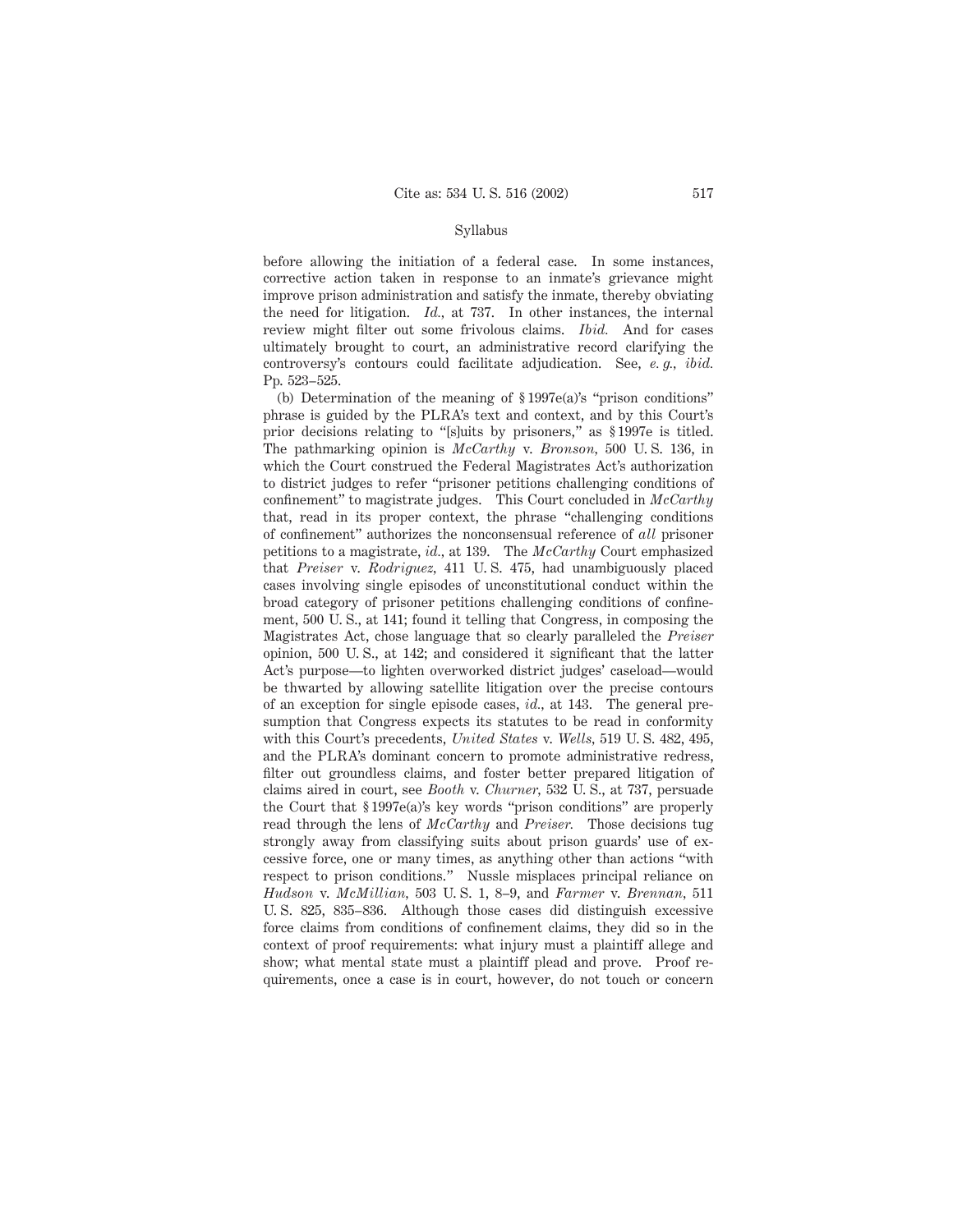Syllabus

before allowing the initiation of a federal case. In some instances, corrective action taken in response to an inmate's grievance might improve prison administration and satisfy the inmate, thereby obviating the need for litigation. *Id.*, at 737. In other instances, the internal review might filter out some frivolous claims. *Ibid.* And for cases ultimately brought to court, an administrative record clarifying the controversy's contours could facilitate adjudication. See, *e. g.*, *ibid.* Pp. 523–525.

(b) Determination of the meaning of § 1997e(a)'s "prison conditions" phrase is guided by the PLRA's text and context, and by this Court's prior decisions relating to "[s]uits by prisoners," as § 1997e is titled. The pathmarking opinion is *McCarthy* v. *Bronson*, 500 U. S. 136, in which the Court construed the Federal Magistrates Act's authorization to district judges to refer "prisoner petitions challenging conditions of confinement" to magistrate judges. This Court concluded in *McCarthy* that, read in its proper context, the phrase "challenging conditions of confinement" authorizes the nonconsensual reference of *all* prisoner petitions to a magistrate, *id.*, at 139. The *McCarthy* Court emphasized that *Preiser* v. *Rodriguez*, 411 U. S. 475, had unambiguously placed cases involving single episodes of unconstitutional conduct within the broad category of prisoner petitions challenging conditions of confinement, 500 U. S., at 141; found it telling that Congress, in composing the Magistrates Act, chose language that so clearly paralleled the *Preiser* opinion, 500 U. S., at 142; and considered it significant that the latter Act's purpose—to lighten overworked district judges' caseload—would be thwarted by allowing satellite litigation over the precise contours of an exception for single episode cases, *id.*, at 143. The general presumption that Congress expects its statutes to be read in conformity with this Court's precedents, *United States* v. *Wells*, 519 U. S. 482, 495, and the PLRA's dominant concern to promote administrative redress, filter out groundless claims, and foster better prepared litigation of claims aired in court, see *Booth* v. *Churner*, 532 U. S., at 737, persuade the Court that § 1997e(a)'s key words "prison conditions" are properly read through the lens of *McCarthy* and *Preiser*. Those decisions tug strongly away from classifying suits about prison guards' use of excessive force, one or many times, as anything other than actions "with respect to prison conditions." Nussle misplaces principal reliance on *Hudson* v. *McMillian*, 503 U. S. 1, 8–9, and *Farmer* v. *Brennan*, 511 U. S. 825, 835–836. Although those cases did distinguish excessive force claims from conditions of confinement claims, they did so in the context of proof requirements: what injury must a plaintiff allege and show; what mental state must a plaintiff plead and prove. Proof requirements, once a case is in court, however, do not touch or concern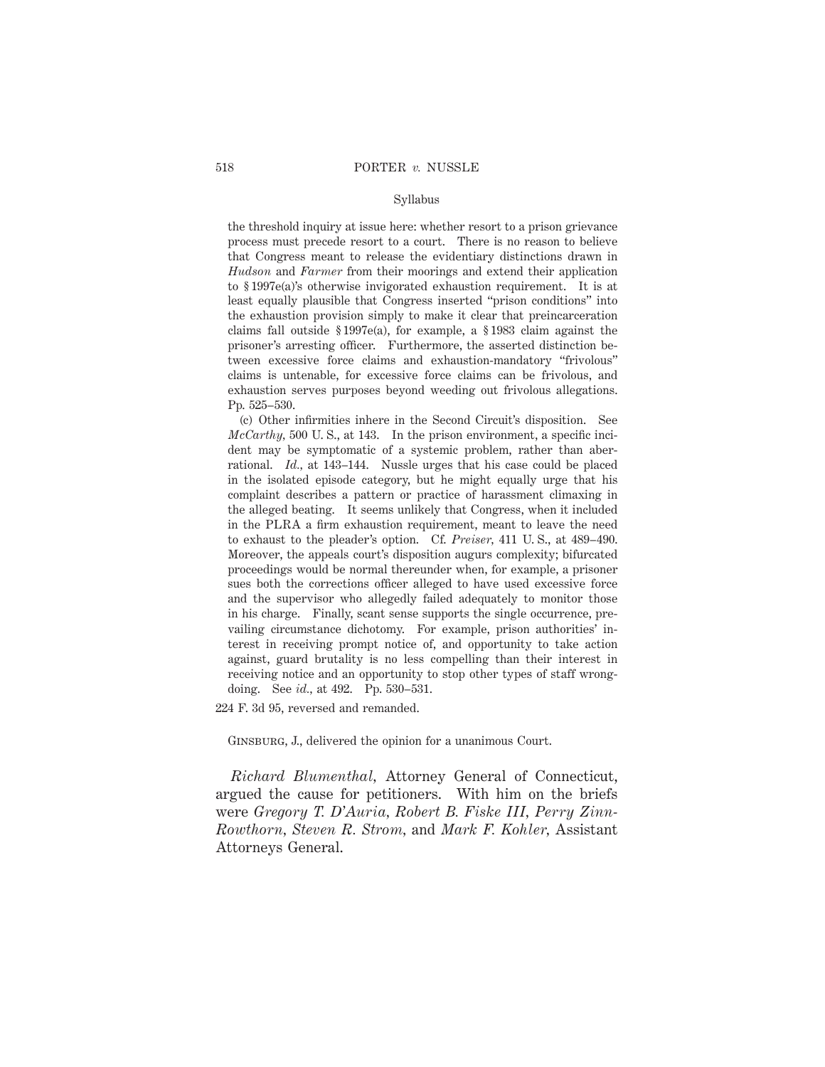the threshold inquiry at issue here: whether resort to a prison grievance process must precede resort to a court. There is no reason to believe that Congress meant to release the evidentiary distinctions drawn in *Hudson* and *Farmer* from their moorings and extend their application to § 1997e(a)'s otherwise invigorated exhaustion requirement. It is at least equally plausible that Congress inserted "prison conditions" into the exhaustion provision simply to make it clear that preincarceration claims fall outside § 1997e(a), for example, a § 1983 claim against the prisoner's arresting officer. Furthermore, the asserted distinction between excessive force claims and exhaustion-mandatory "frivolous" claims is untenable, for excessive force claims can be frivolous, and exhaustion serves purposes beyond weeding out frivolous allegations. Pp. 525–530.

(c) Other infirmities inhere in the Second Circuit's disposition. See *McCarthy*, 500 U. S., at 143. In the prison environment, a specific incident may be symptomatic of a systemic problem, rather than aberrational. *Id.*, at 143–144. Nussle urges that his case could be placed in the isolated episode category, but he might equally urge that his complaint describes a pattern or practice of harassment climaxing in the alleged beating. It seems unlikely that Congress, when it included in the PLRA a firm exhaustion requirement, meant to leave the need to exhaust to the pleader's option. Cf. *Preiser*, 411 U. S., at 489–490. Moreover, the appeals court's disposition augurs complexity; bifurcated proceedings would be normal thereunder when, for example, a prisoner sues both the corrections officer alleged to have used excessive force and the supervisor who allegedly failed adequately to monitor those in his charge. Finally, scant sense supports the single occurrence, prevailing circumstance dichotomy. For example, prison authorities' interest in receiving prompt notice of, and opportunity to take action against, guard brutality is no less compelling than their interest in receiving notice and an opportunity to stop other types of staff wrongdoing. See *id.*, at 492. Pp. 530–531.

224 F. 3d 95, reversed and remanded.

Ginsburg, J., delivered the opinion for a unanimous Court.

*Richard Blumenthal*, Attorney General of Connecticut, argued the cause for petitioners. With him on the briefs were *Gregory T. D'Auria*, *Robert B. Fiske III*, *Perry Zinn-Rowthorn*, *Steven R. Strom*, and *Mark F. Kohler*, Assistant Attorneys General.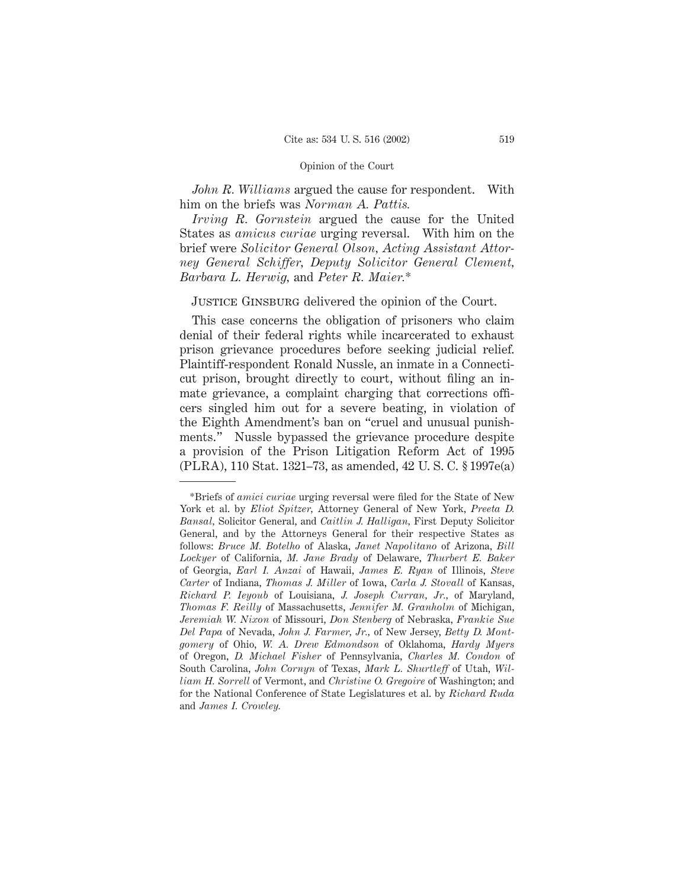*John R. Williams* argued the cause for respondent. With him on the briefs was *Norman A. Pattis.*

*Irving R. Gornstein* argued the cause for the United States as *amicus curiae* urging reversal. With him on the brief were *Solicitor General Olson, Acting Assistant Attorney General Schiffer, Deputy Solicitor General Clement, Barbara L. Herwig,* and *Peter R. Maier.*\*

Justice Ginsburg delivered the opinion of the Court.

This case concerns the obligation of prisoners who claim denial of their federal rights while incarcerated to exhaust prison grievance procedures before seeking judicial relief. Plaintiff-respondent Ronald Nussle, an inmate in a Connecticut prison, brought directly to court, without filing an inmate grievance, a complaint charging that corrections officers singled him out for a severe beating, in violation of the Eighth Amendment's ban on "cruel and unusual punishments." Nussle bypassed the grievance procedure despite a provision of the Prison Litigation Reform Act of 1995 (PLRA), 110 Stat. 1321–73, as amended, 42 U. S. C. § 1997e(a)

---

\*Briefs of *amici curiae* urging reversal were filed for the State of New York et al. by *Eliot Spitzer,* Attorney General of New York, *Preeta D. Bansal,* Solicitor General, and *Caitlin J. Halligan,* First Deputy Solicitor General, and by the Attorneys General for their respective States as follows: *Bruce M. Botelho* of Alaska, *Janet Napolitano* of Arizona, *Bill Lockyer* of California, *M. Jane Brady* of Delaware, *Thurbert E. Baker* of Georgia, *Earl I. Anzai* of Hawaii, *James E. Ryan* of Illinois, *Steve Carter* of Indiana, *Thomas J. Miller* of Iowa, *Carla J. Stovall* of Kansas, *Richard P. Ieyoub* of Louisiana, *J. Joseph Curran, Jr.,* of Maryland, *Thomas F. Reilly* of Massachusetts, *Jennifer M. Granholm* of Michigan, *Jeremiah W. Nixon* of Missouri, *Don Stenberg* of Nebraska, *Frankie Sue Del Papa* of Nevada, *John J. Farmer, Jr.,* of New Jersey, *Betty D. Montgomery* of Ohio, *W. A. Drew Edmondson* of Oklahoma, *Hardy Myers* of Oregon, *D. Michael Fisher* of Pennsylvania, *Charles M. Condon* of South Carolina, *John Cornyn* of Texas, *Mark L. Shurtleff* of Utah, *William H. Sorrell* of Vermont, and *Christine O. Gregoire* of Washington; and for the National Conference of State Legislatures et al. by *Richard Ruda* and *James I. Crowley.*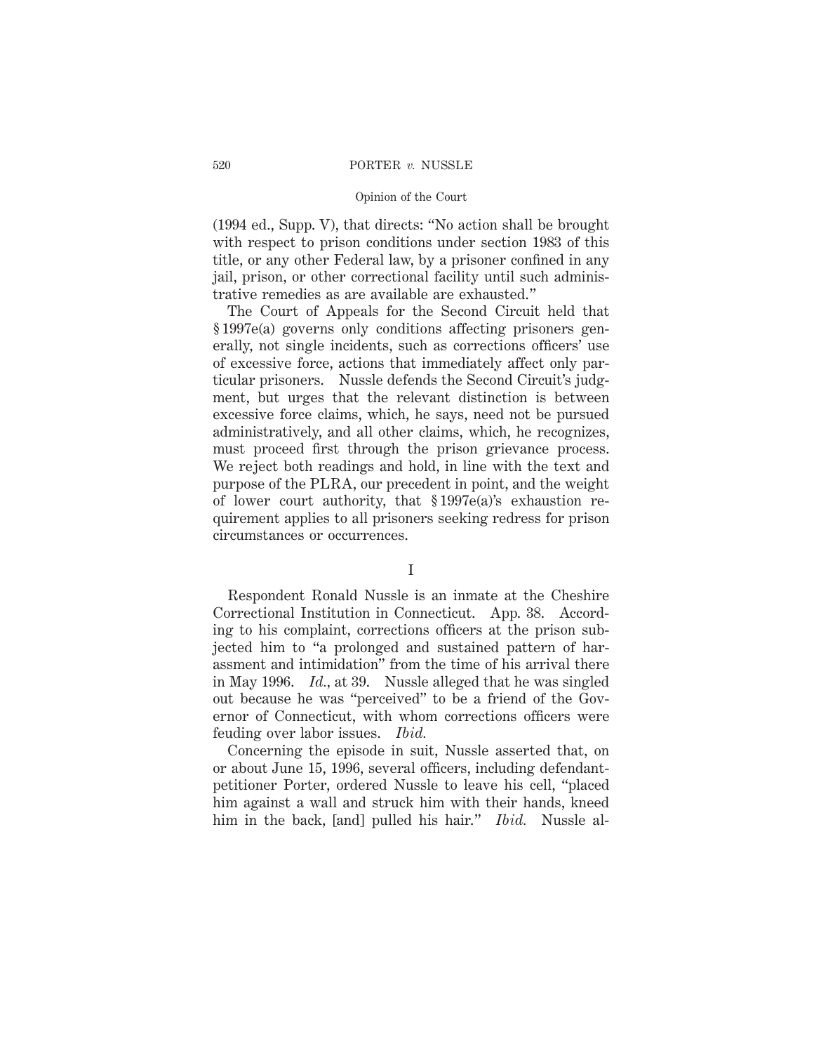(1994 ed., Supp. V), that directs: "No action shall be brought with respect to prison conditions under section 1983 of this title, or any other Federal law, by a prisoner confined in any jail, prison, or other correctional facility until such administrative remedies as are available are exhausted."

The Court of Appeals for the Second Circuit held that § 1997e(a) governs only conditions affecting prisoners generally, not single incidents, such as corrections officers' use of excessive force, actions that immediately affect only particular prisoners. Nussle defends the Second Circuit's judgment, but urges that the relevant distinction is between excessive force claims, which, he says, need not be pursued administratively, and all other claims, which, he recognizes, must proceed first through the prison grievance process. We reject both readings and hold, in line with the text and purpose of the PLRA, our precedent in point, and the weight of lower court authority, that § 1997e(a)'s exhaustion requirement applies to all prisoners seeking redress for prison circumstances or occurrences.

## I

Respondent Ronald Nussle is an inmate at the Cheshire Correctional Institution in Connecticut. App. 38. According to his complaint, corrections officers at the prison subjected him to "a prolonged and sustained pattern of harassment and intimidation" from the time of his arrival there in May 1996. *Id.*, at 39. Nussle alleged that he was singled out because he was "perceived" to be a friend of the Governor of Connecticut, with whom corrections officers were feuding over labor issues. *Ibid.*

Concerning the episode in suit, Nussle asserted that, on or about June 15, 1996, several officers, including defendant-petitioner Porter, ordered Nussle to leave his cell, "placed him against a wall and struck him with their hands, kneed him in the back, [and] pulled his hair." *Ibid.* Nussle al-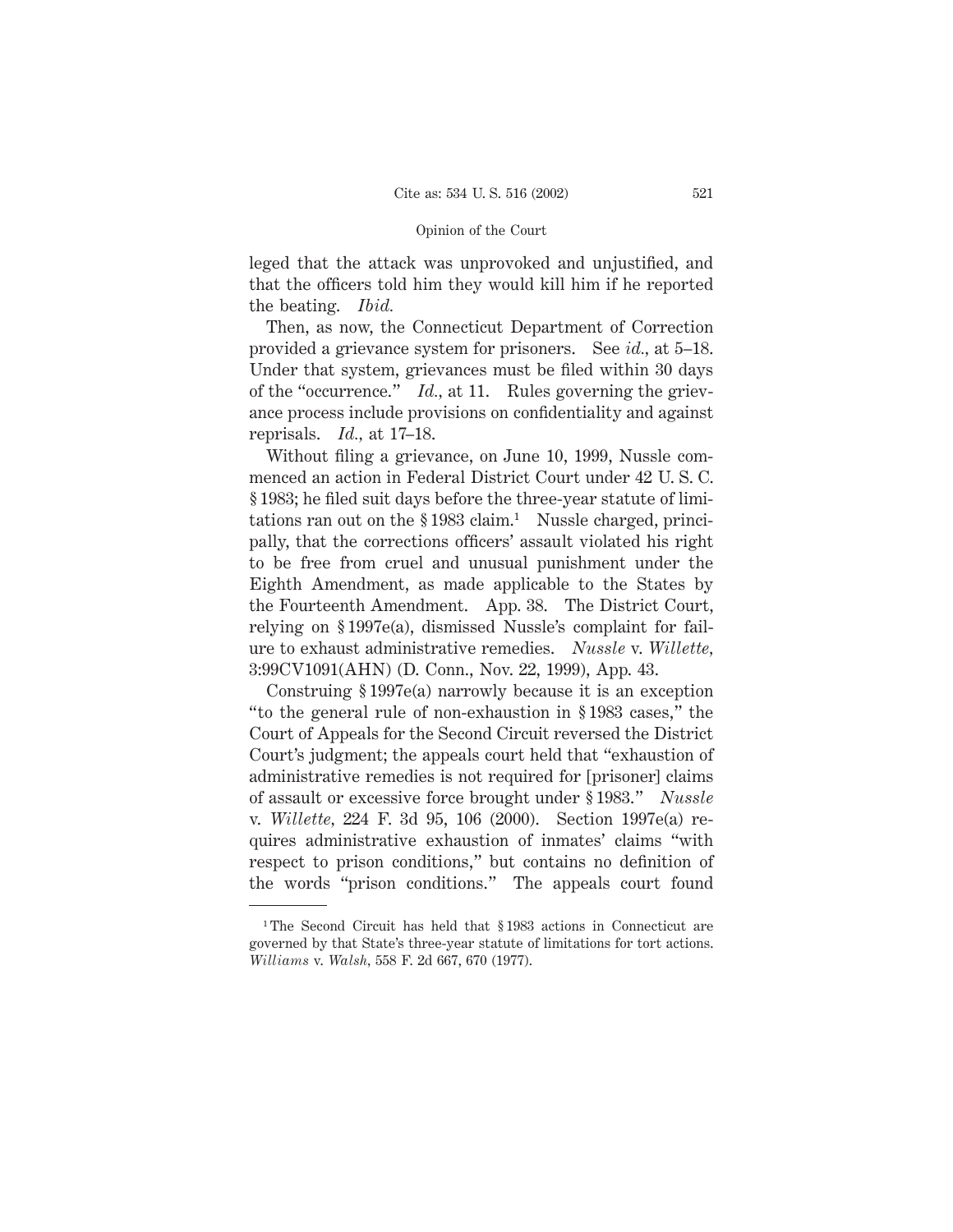leged that the attack was unprovoked and unjustified, and that the officers told him they would kill him if he reported the beating. *Ibid.*

Then, as now, the Connecticut Department of Correction provided a grievance system for prisoners. See *id.*, at 5–18. Under that system, grievances must be filed within 30 days of the "occurrence." *Id.*, at 11. Rules governing the grievance process include provisions on confidentiality and against reprisals. *Id.*, at 17–18.

Without filing a grievance, on June 10, 1999, Nussle commenced an action in Federal District Court under 42 U. S. C. § 1983; he filed suit days before the three-year statute of limitations ran out on the § 1983 claim.[1] Nussle charged, principally, that the corrections officers' assault violated his right to be free from cruel and unusual punishment under the Eighth Amendment, as made applicable to the States by the Fourteenth Amendment. App. 38. The District Court, relying on § 1997e(a), dismissed Nussle's complaint for failure to exhaust administrative remedies. *Nussle* v. *Willette*, 3:99CV1091(AHN) (D. Conn., Nov. 22, 1999), App. 43.

Construing § 1997e(a) narrowly because it is an exception "to the general rule of non-exhaustion in § 1983 cases," the Court of Appeals for the Second Circuit reversed the District Court's judgment; the appeals court held that "exhaustion of administrative remedies is not required for [prisoner] claims of assault or excessive force brought under § 1983." *Nussle* v. *Willette*, 224 F. 3d 95, 106 (2000). Section 1997e(a) requires administrative exhaustion of inmates' claims "with respect to prison conditions," but contains no definition of the words "prison conditions." The appeals court found

---

[1] The Second Circuit has held that § 1983 actions in Connecticut are governed by that State's three-year statute of limitations for tort actions. *Williams* v. *Walsh*, 558 F. 2d 667, 670 (1977).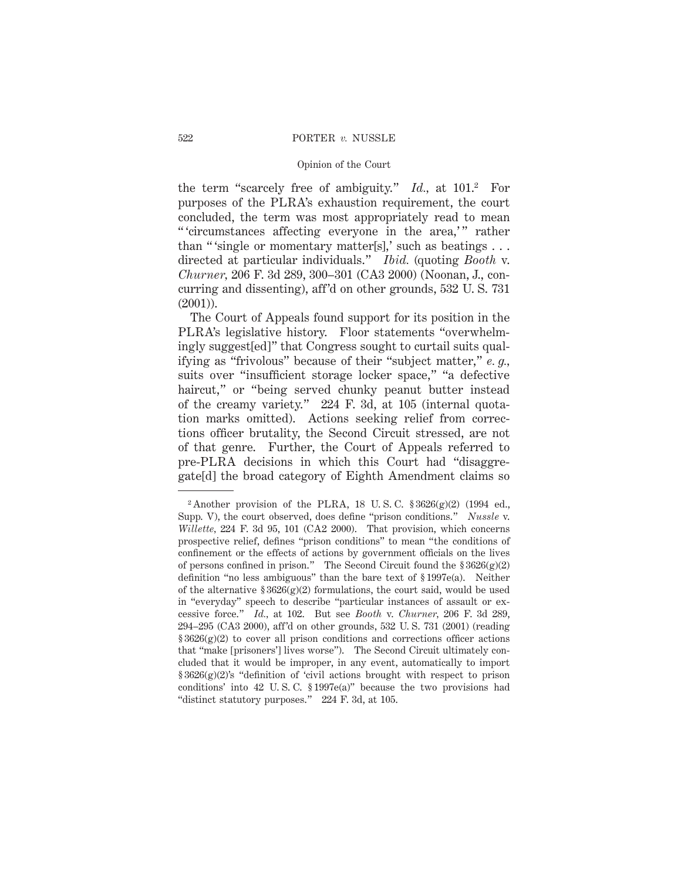the term "scarcely free of ambiguity." *Id.*, at 101.[2] For purposes of the PLRA's exhaustion requirement, the court concluded, the term was most appropriately read to mean " 'circumstances affecting everyone in the area,' " rather than " 'single or momentary matter[s],' such as beatings . . . directed at particular individuals." *Ibid.* (quoting *Booth* v. *Churner*, 206 F. 3d 289, 300–301 (CA3 2000) (Noonan, J., concurring and dissenting), aff'd on other grounds, 532 U. S. 731 (2001)).

The Court of Appeals found support for its position in the PLRA's legislative history. Floor statements "overwhelmingly suggest[ed]" that Congress sought to curtail suits qualifying as "frivolous" because of their "subject matter," *e. g.*, suits over "insufficient storage locker space," "a defective haircut," or "being served chunky peanut butter instead of the creamy variety." 224 F. 3d, at 105 (internal quotation marks omitted). Actions seeking relief from corrections officer brutality, the Second Circuit stressed, are not of that genre. Further, the Court of Appeals referred to pre-PLRA decisions in which this Court had "disaggregate[d] the broad category of Eighth Amendment claims so

---

[2] Another provision of the PLRA, 18 U. S. C. § 3626(g)(2) (1994 ed., Supp. V), the court observed, does define "prison conditions." *Nussle* v. *Willette*, 224 F. 3d 95, 101 (CA2 2000). That provision, which concerns prospective relief, defines "prison conditions" to mean "the conditions of confinement or the effects of actions by government officials on the lives of persons confined in prison." The Second Circuit found the § 3626(g)(2) definition "no less ambiguous" than the bare text of § 1997e(a). Neither of the alternative § 3626(g)(2) formulations, the court said, would be used in "everyday" speech to describe "particular instances of assault or excessive force." *Id.*, at 102. But see *Booth* v. *Churner*, 206 F. 3d 289, 294–295 (CA3 2000), aff'd on other grounds, 532 U. S. 731 (2001) (reading § 3626(g)(2) to cover all prison conditions and corrections officer actions that "make [prisoners'] lives worse"). The Second Circuit ultimately concluded that it would be improper, in any event, automatically to import § 3626(g)(2)'s "definition of 'civil actions brought with respect to prison conditions' into 42 U. S. C. § 1997e(a)" because the two provisions had "distinct statutory purposes." 224 F. 3d, at 105.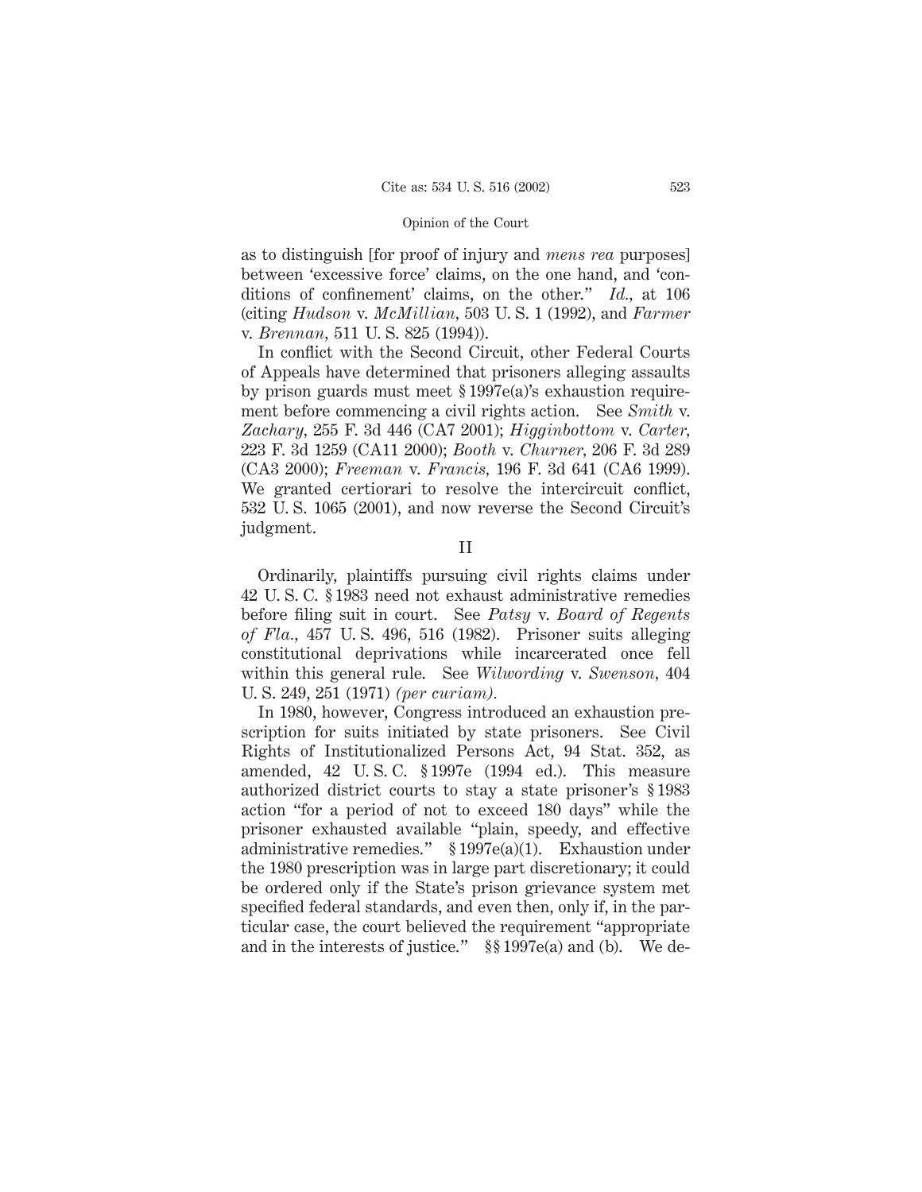as to distinguish [for proof of injury and *mens rea* purposes] between 'excessive force' claims, on the one hand, and 'conditions of confinement' claims, on the other." *Id.*, at 106 (citing *Hudson* v. *McMillian*, 503 U. S. 1 (1992), and *Farmer* v. *Brennan*, 511 U. S. 825 (1994)).

In conflict with the Second Circuit, other Federal Courts of Appeals have determined that prisoners alleging assaults by prison guards must meet § 1997e(a)'s exhaustion requirement before commencing a civil rights action. See *Smith* v. *Zachary*, 255 F. 3d 446 (CA7 2001); *Higginbottom* v. *Carter*, 223 F. 3d 1259 (CA11 2000); *Booth* v. *Churner*, 206 F. 3d 289 (CA3 2000); *Freeman* v. *Francis*, 196 F. 3d 641 (CA6 1999). We granted certiorari to resolve the intercircuit conflict, 532 U. S. 1065 (2001), and now reverse the Second Circuit's judgment.

## II

Ordinarily, plaintiffs pursuing civil rights claims under 42 U. S. C. § 1983 need not exhaust administrative remedies before filing suit in court. See *Patsy* v. *Board of Regents of Fla.*, 457 U. S. 496, 516 (1982). Prisoner suits alleging constitutional deprivations while incarcerated once fell within this general rule. See *Wilwording* v. *Swenson*, 404 U. S. 249, 251 (1971) *(per curiam).*

In 1980, however, Congress introduced an exhaustion prescription for suits initiated by state prisoners. See Civil Rights of Institutionalized Persons Act, 94 Stat. 352, as amended, 42 U. S. C. § 1997e (1994 ed.). This measure authorized district courts to stay a state prisoner's § 1983 action "for a period of not to exceed 180 days" while the prisoner exhausted available "plain, speedy, and effective administrative remedies." § 1997e(a)(1). Exhaustion under the 1980 prescription was in large part discretionary; it could be ordered only if the State's prison grievance system met specified federal standards, and even then, only if, in the particular case, the court believed the requirement "appropriate and in the interests of justice." §§ 1997e(a) and (b). We de-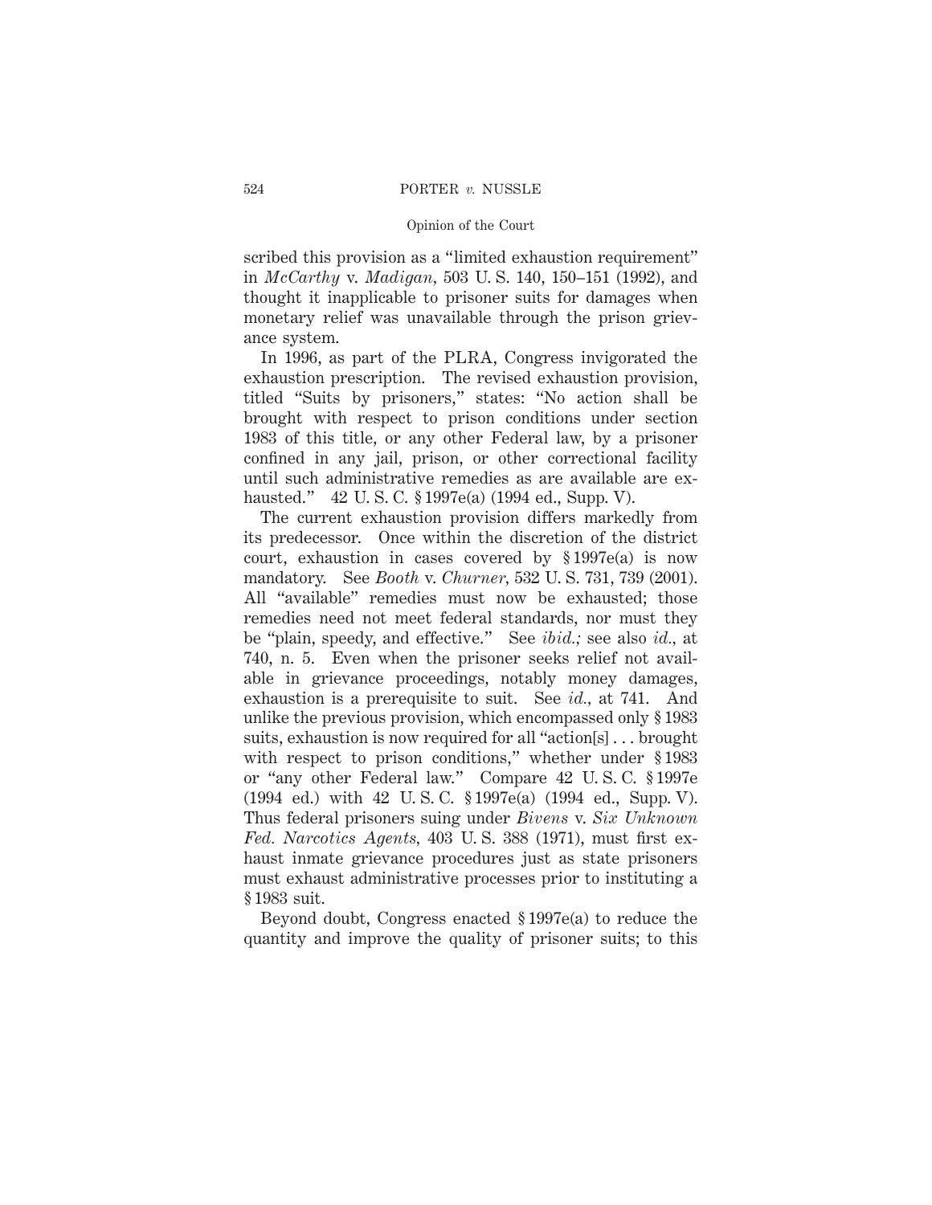scribed this provision as a "limited exhaustion requirement" in *McCarthy* v. *Madigan,* 503 U. S. 140, 150–151 (1992), and thought it inapplicable to prisoner suits for damages when monetary relief was unavailable through the prison grievance system.

In 1996, as part of the PLRA, Congress invigorated the exhaustion prescription. The revised exhaustion provision, titled "Suits by prisoners," states: "No action shall be brought with respect to prison conditions under section 1983 of this title, or any other Federal law, by a prisoner confined in any jail, prison, or other correctional facility until such administrative remedies as are available are exhausted." 42 U. S. C. § 1997e(a) (1994 ed., Supp. V).

The current exhaustion provision differs markedly from its predecessor. Once within the discretion of the district court, exhaustion in cases covered by § 1997e(a) is now mandatory. See *Booth* v. *Churner,* 532 U. S. 731, 739 (2001). All "available" remedies must now be exhausted; those remedies need not meet federal standards, nor must they be "plain, speedy, and effective." See *ibid.;* see also *id.,* at 740, n. 5. Even when the prisoner seeks relief not available in grievance proceedings, notably money damages, exhaustion is a prerequisite to suit. See *id.,* at 741. And unlike the previous provision, which encompassed only § 1983 suits, exhaustion is now required for all "action[s] . . . brought with respect to prison conditions," whether under § 1983 or "any other Federal law." Compare 42 U. S. C. § 1997e (1994 ed.) with 42 U. S. C. § 1997e(a) (1994 ed., Supp. V). Thus federal prisoners suing under *Bivens* v. *Six Unknown Fed. Narcotics Agents,* 403 U. S. 388 (1971), must first exhaust inmate grievance procedures just as state prisoners must exhaust administrative processes prior to instituting a § 1983 suit.

Beyond doubt, Congress enacted § 1997e(a) to reduce the quantity and improve the quality of prisoner suits; to this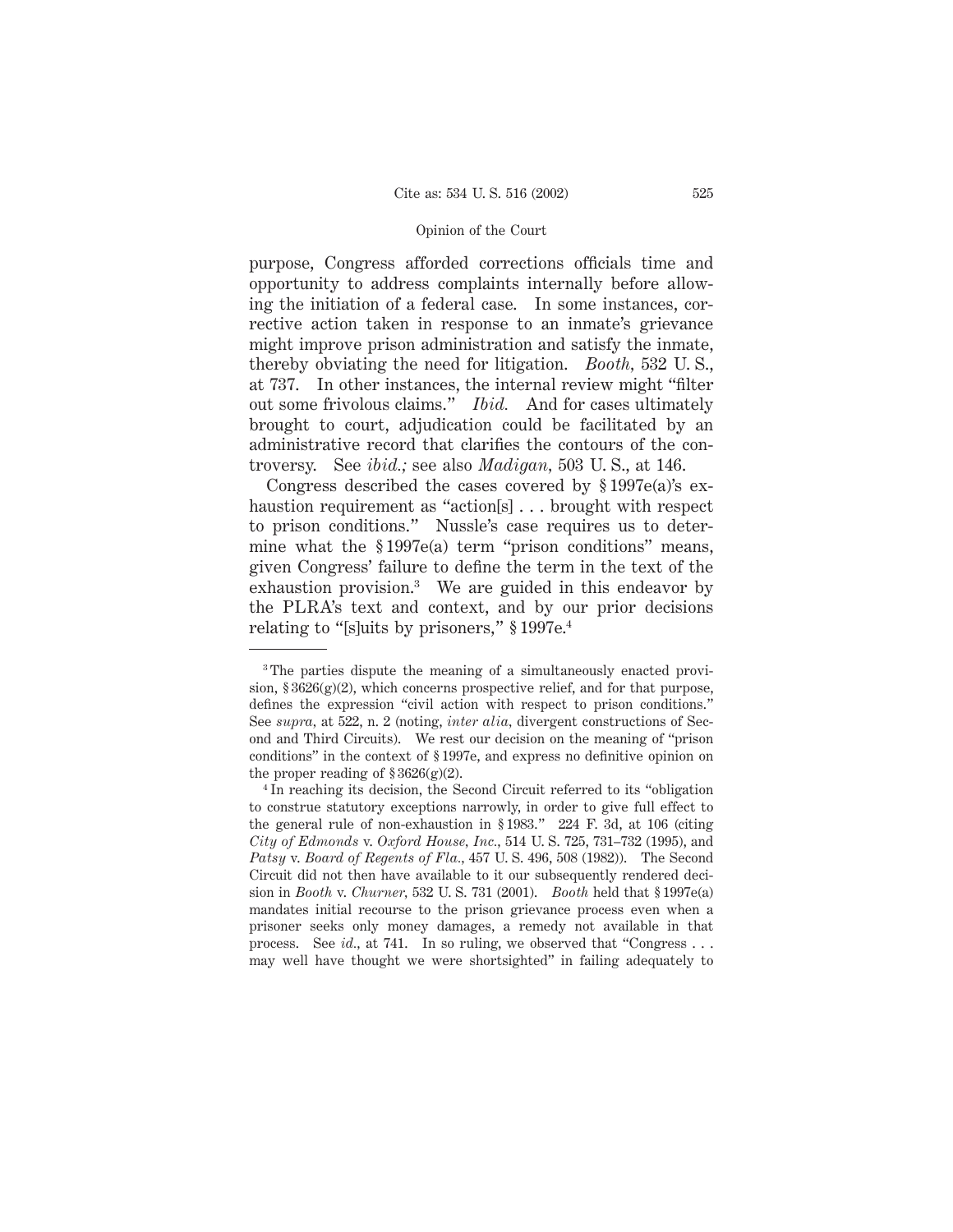purpose, Congress afforded corrections officials time and opportunity to address complaints internally before allowing the initiation of a federal case. In some instances, corrective action taken in response to an inmate's grievance might improve prison administration and satisfy the inmate, thereby obviating the need for litigation. *Booth*, 532 U. S., at 737. In other instances, the internal review might "filter out some frivolous claims." *Ibid.* And for cases ultimately brought to court, adjudication could be facilitated by an administrative record that clarifies the contours of the controversy. See *ibid.;* see also *Madigan*, 503 U. S., at 146.

Congress described the cases covered by § 1997e(a)'s exhaustion requirement as "action[s] . . . brought with respect to prison conditions." Nussle's case requires us to determine what the § 1997e(a) term "prison conditions" means, given Congress' failure to define the term in the text of the exhaustion provision.[3] We are guided in this endeavor by the PLRA's text and context, and by our prior decisions relating to "[s]uits by prisoners," § 1997e.[4]

---

[3] The parties dispute the meaning of a simultaneously enacted provision, § 3626(g)(2), which concerns prospective relief, and for that purpose, defines the expression "civil action with respect to prison conditions." See *supra*, at 522, n. 2 (noting, *inter alia*, divergent constructions of Second and Third Circuits). We rest our decision on the meaning of "prison conditions" in the context of § 1997e, and express no definitive opinion on the proper reading of § 3626(g)(2).

[4] In reaching its decision, the Second Circuit referred to its "obligation to construe statutory exceptions narrowly, in order to give full effect to the general rule of non-exhaustion in § 1983." 224 F. 3d, at 106 (citing *City of Edmonds* v. *Oxford House, Inc.*, 514 U. S. 725, 731–732 (1995), and *Patsy* v. *Board of Regents of Fla.*, 457 U. S. 496, 508 (1982)). The Second Circuit did not then have available to it our subsequently rendered decision in *Booth* v. *Churner*, 532 U. S. 731 (2001). *Booth* held that § 1997e(a) mandates initial recourse to the prison grievance process even when a prisoner seeks only money damages, a remedy not available in that process. See *id.*, at 741. In so ruling, we observed that "Congress . . . may well have thought we were shortsighted" in failing adequately to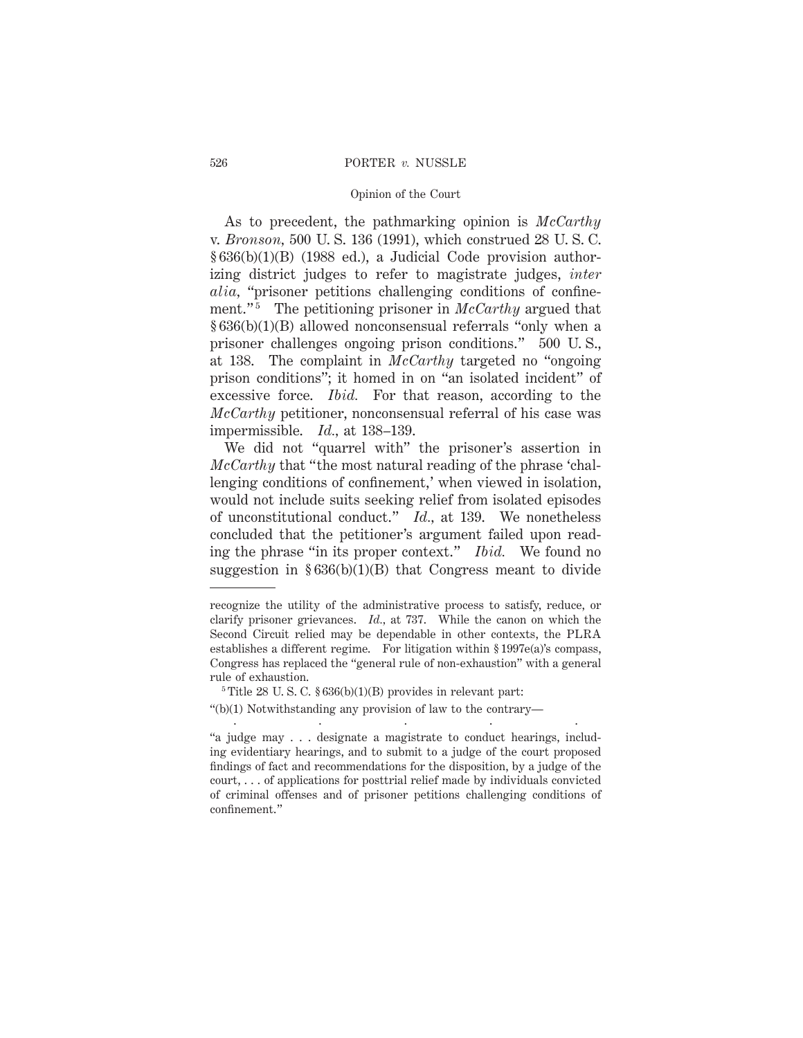As to precedent, the pathmarking opinion is *McCarthy* v. *Bronson*, 500 U. S. 136 (1991), which construed 28 U. S. C. § 636(b)(1)(B) (1988 ed.), a Judicial Code provision authorizing district judges to refer to magistrate judges, *inter alia*, "prisoner petitions challenging conditions of confinement."[5] The petitioning prisoner in *McCarthy* argued that § 636(b)(1)(B) allowed nonconsensual referrals "only when a prisoner challenges ongoing prison conditions." 500 U. S., at 138. The complaint in *McCarthy* targeted no "ongoing prison conditions"; it homed in on "an isolated incident" of excessive force. *Ibid.* For that reason, according to the *McCarthy* petitioner, nonconsensual referral of his case was impermissible. *Id.*, at 138–139.

We did not "quarrel with" the prisoner's assertion in *McCarthy* that "the most natural reading of the phrase 'challenging conditions of confinement,' when viewed in isolation, would not include suits seeking relief from isolated episodes of unconstitutional conduct." *Id.*, at 139. We nonetheless concluded that the petitioner's argument failed upon reading the phrase "in its proper context." *Ibid.* We found no suggestion in § 636(b)(1)(B) that Congress meant to divide

---

recognize the utility of the administrative process to satisfy, reduce, or clarify prisoner grievances. *Id.*, at 737. While the canon on which the Second Circuit relied may be dependable in other contexts, the PLRA establishes a different regime. For litigation within § 1997e(a)'s compass, Congress has replaced the "general rule of non-exhaustion" with a general rule of exhaustion.

[5] Title 28 U. S. C. § 636(b)(1)(B) provides in relevant part:

"(b)(1) Notwithstanding any provision of law to the contrary—

. . . . .

"a judge may . . . designate a magistrate to conduct hearings, including evidentiary hearings, and to submit to a judge of the court proposed findings of fact and recommendations for the disposition, by a judge of the court, . . . of applications for posttrial relief made by individuals convicted of criminal offenses and of prisoner petitions challenging conditions of confinement."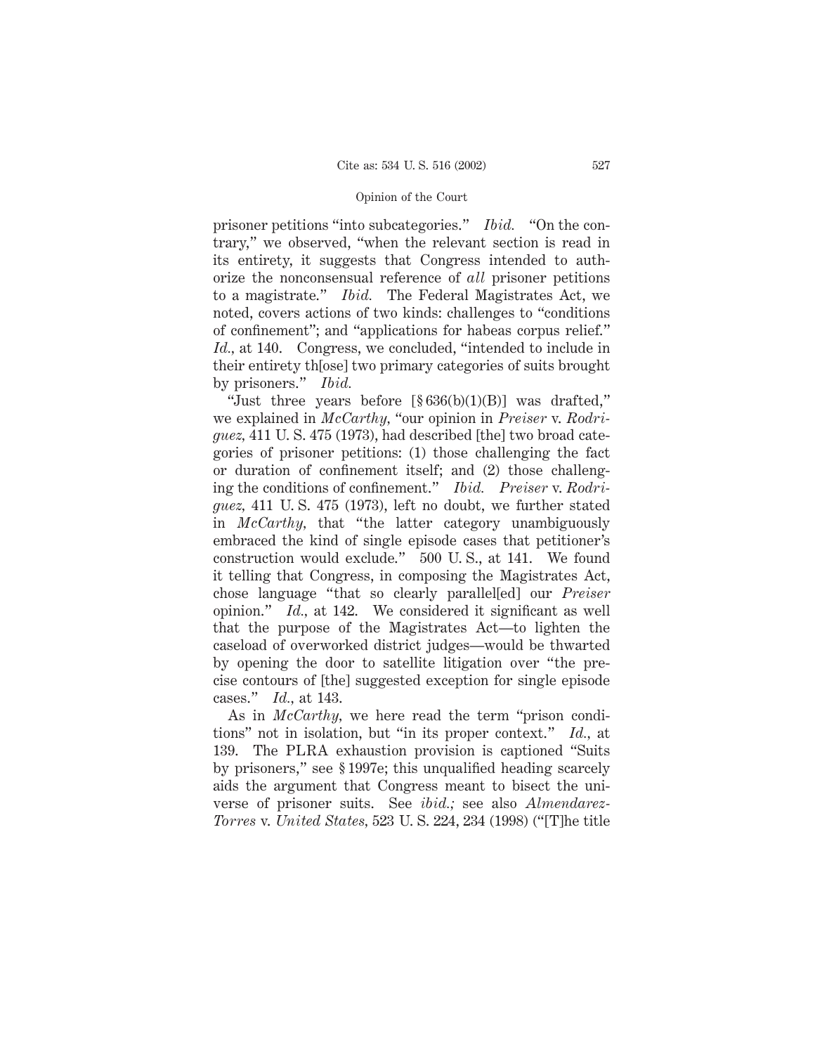prisoner petitions "into subcategories." *Ibid.* "On the contrary," we observed, "when the relevant section is read in its entirety, it suggests that Congress intended to authorize the nonconsensual reference of *all* prisoner petitions to a magistrate." *Ibid.* The Federal Magistrates Act, we noted, covers actions of two kinds: challenges to "conditions of confinement"; and "applications for habeas corpus relief." *Id.,* at 140. Congress, we concluded, "intended to include in their entirety th[ose] two primary categories of suits brought by prisoners." *Ibid.*

"Just three years before [§ 636(b)(1)(B)] was drafted," we explained in *McCarthy,* "our opinion in *Preiser* v. *Rodriguez,* 411 U. S. 475 (1973), had described [the] two broad categories of prisoner petitions: (1) those challenging the fact or duration of confinement itself; and (2) those challenging the conditions of confinement." *Ibid.* *Preiser* v. *Rodriguez,* 411 U. S. 475 (1973), left no doubt, we further stated in *McCarthy,* that "the latter category unambiguously embraced the kind of single episode cases that petitioner's construction would exclude." 500 U. S., at 141. We found it telling that Congress, in composing the Magistrates Act, chose language "that so clearly parallel[ed] our *Preiser* opinion." *Id.,* at 142. We considered it significant as well that the purpose of the Magistrates Act—to lighten the caseload of overworked district judges—would be thwarted by opening the door to satellite litigation over "the precise contours of [the] suggested exception for single episode cases." *Id.,* at 143.

As in *McCarthy,* we here read the term "prison conditions" not in isolation, but "in its proper context." *Id.,* at 139. The PLRA exhaustion provision is captioned "Suits by prisoners," see § 1997e; this unqualified heading scarcely aids the argument that Congress meant to bisect the universe of prisoner suits. See *ibid.;* see also *Almendarez-Torres* v. *United States,* 523 U. S. 224, 234 (1998) ("[T]he title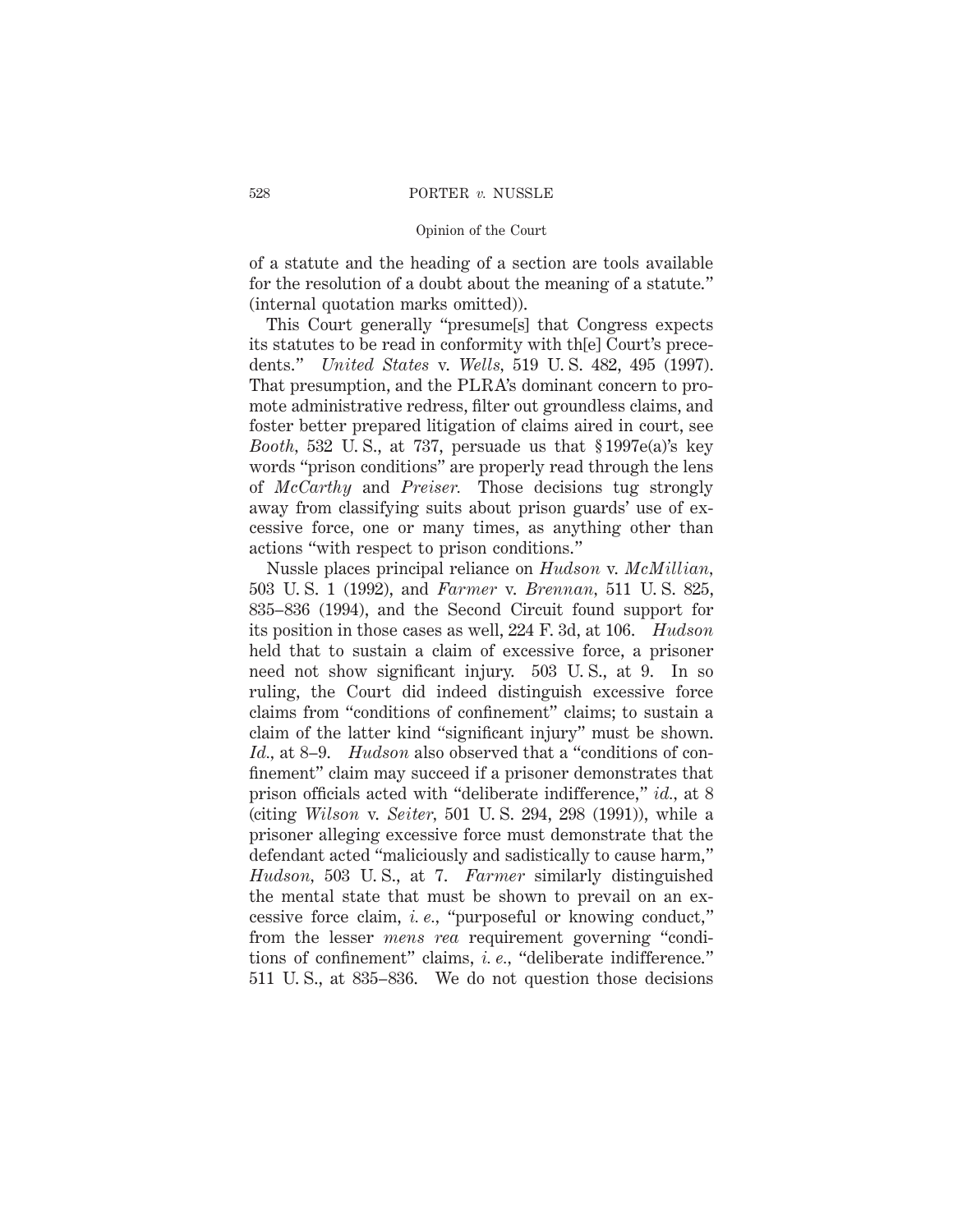of a statute and the heading of a section are tools available for the resolution of a doubt about the meaning of a statute." (internal quotation marks omitted)).

This Court generally "presume[s] that Congress expects its statutes to be read in conformity with th[e] Court's precedents." *United States* v. *Wells*, 519 U. S. 482, 495 (1997). That presumption, and the PLRA's dominant concern to promote administrative redress, filter out groundless claims, and foster better prepared litigation of claims aired in court, see *Booth*, 532 U. S., at 737, persuade us that § 1997e(a)'s key words "prison conditions" are properly read through the lens of *McCarthy* and *Preiser*. Those decisions tug strongly away from classifying suits about prison guards' use of excessive force, one or many times, as anything other than actions "with respect to prison conditions."

Nussle places principal reliance on *Hudson* v. *McMillian*, 503 U. S. 1 (1992), and *Farmer* v. *Brennan*, 511 U. S. 825, 835–836 (1994), and the Second Circuit found support for its position in those cases as well, 224 F. 3d, at 106. *Hudson* held that to sustain a claim of excessive force, a prisoner need not show significant injury. 503 U. S., at 9. In so ruling, the Court did indeed distinguish excessive force claims from "conditions of confinement" claims; to sustain a claim of the latter kind "significant injury" must be shown. *Id.*, at 8–9. *Hudson* also observed that a "conditions of confinement" claim may succeed if a prisoner demonstrates that prison officials acted with "deliberate indifference," *id.*, at 8 (citing *Wilson* v. *Seiter*, 501 U. S. 294, 298 (1991)), while a prisoner alleging excessive force must demonstrate that the defendant acted "maliciously and sadistically to cause harm," *Hudson*, 503 U. S., at 7. *Farmer* similarly distinguished the mental state that must be shown to prevail on an excessive force claim, *i. e.*, "purposeful or knowing conduct," from the lesser *mens rea* requirement governing "conditions of confinement" claims, *i. e.*, "deliberate indifference." 511 U. S., at 835–836. We do not question those decisions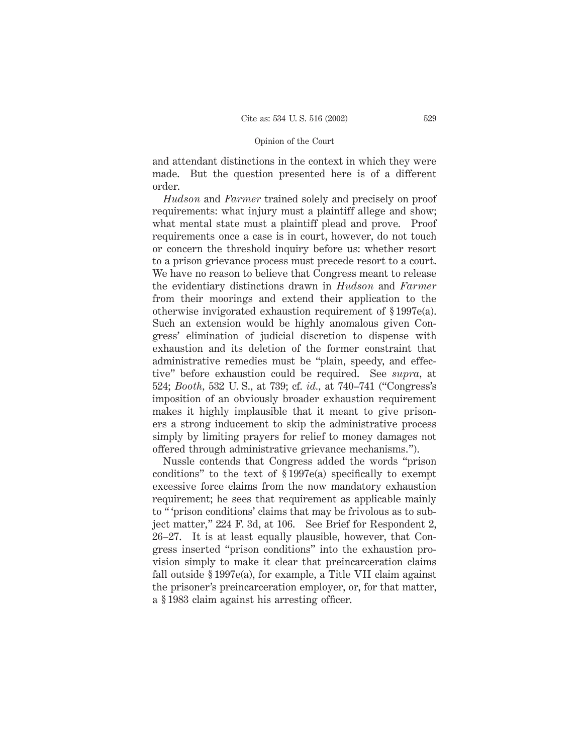and attendant distinctions in the context in which they were made. But the question presented here is of a different order.

*Hudson* and *Farmer* trained solely and precisely on proof requirements: what injury must a plaintiff allege and show; what mental state must a plaintiff plead and prove. Proof requirements once a case is in court, however, do not touch or concern the threshold inquiry before us: whether resort to a prison grievance process must precede resort to a court. We have no reason to believe that Congress meant to release the evidentiary distinctions drawn in *Hudson* and *Farmer* from their moorings and extend their application to the otherwise invigorated exhaustion requirement of § 1997e(a). Such an extension would be highly anomalous given Congress' elimination of judicial discretion to dispense with exhaustion and its deletion of the former constraint that administrative remedies must be "plain, speedy, and effective" before exhaustion could be required. See *supra*, at 524; *Booth*, 532 U. S., at 739; cf. *id.*, at 740–741 ("Congress's imposition of an obviously broader exhaustion requirement makes it highly implausible that it meant to give prisoners a strong inducement to skip the administrative process simply by limiting prayers for relief to money damages not offered through administrative grievance mechanisms.").

Nussle contends that Congress added the words "prison conditions" to the text of § 1997e(a) specifically to exempt excessive force claims from the now mandatory exhaustion requirement; he sees that requirement as applicable mainly to " 'prison conditions' claims that may be frivolous as to subject matter," 224 F. 3d, at 106. See Brief for Respondent 2, 26–27. It is at least equally plausible, however, that Congress inserted "prison conditions" into the exhaustion provision simply to make it clear that preincarceration claims fall outside § 1997e(a), for example, a Title VII claim against the prisoner's preincarceration employer, or, for that matter, a § 1983 claim against his arresting officer.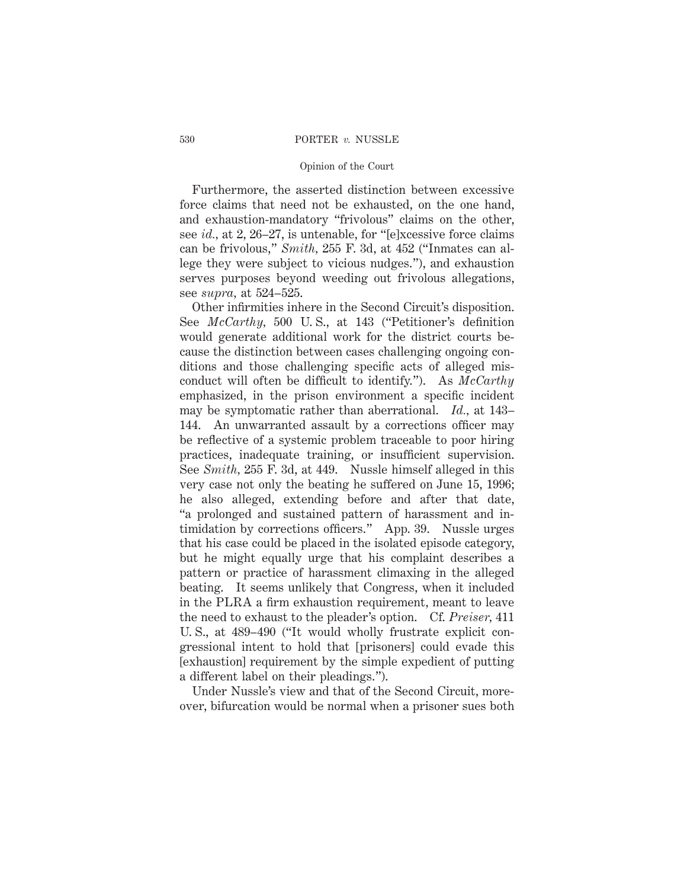Furthermore, the asserted distinction between excessive force claims that need not be exhausted, on the one hand, and exhaustion-mandatory "frivolous" claims on the other, see *id.*, at 2, 26–27, is untenable, for "[e]xcessive force claims can be frivolous," *Smith*, 255 F. 3d, at 452 ("Inmates can allege they were subject to vicious nudges."), and exhaustion serves purposes beyond weeding out frivolous allegations, see *supra*, at 524–525.

Other infirmities inhere in the Second Circuit's disposition. See *McCarthy*, 500 U. S., at 143 ("Petitioner's definition would generate additional work for the district courts because the distinction between cases challenging ongoing conditions and those challenging specific acts of alleged misconduct will often be difficult to identify."). As *McCarthy* emphasized, in the prison environment a specific incident may be symptomatic rather than aberrational. *Id.*, at 143–144. An unwarranted assault by a corrections officer may be reflective of a systemic problem traceable to poor hiring practices, inadequate training, or insufficient supervision. See *Smith*, 255 F. 3d, at 449. Nussle himself alleged in this very case not only the beating he suffered on June 15, 1996; he also alleged, extending before and after that date, "a prolonged and sustained pattern of harassment and intimidation by corrections officers." App. 39. Nussle urges that his case could be placed in the isolated episode category, but he might equally urge that his complaint describes a pattern or practice of harassment climaxing in the alleged beating. It seems unlikely that Congress, when it included in the PLRA a firm exhaustion requirement, meant to leave the need to exhaust to the pleader's option. Cf. *Preiser*, 411 U. S., at 489–490 ("It would wholly frustrate explicit congressional intent to hold that [prisoners] could evade this [exhaustion] requirement by the simple expedient of putting a different label on their pleadings.").

Under Nussle's view and that of the Second Circuit, moreover, bifurcation would be normal when a prisoner sues both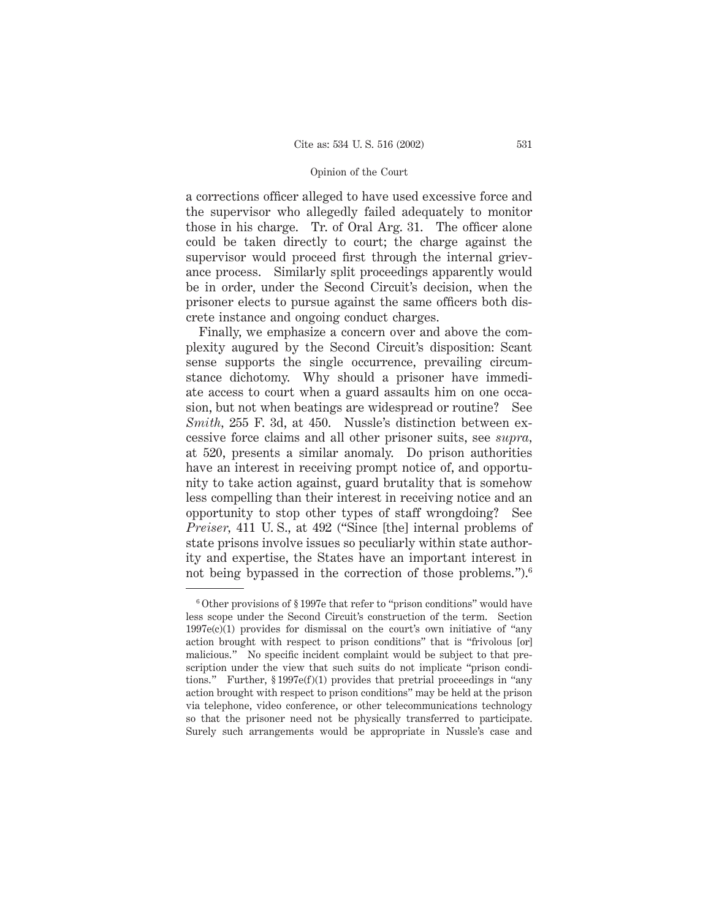a corrections officer alleged to have used excessive force and the supervisor who allegedly failed adequately to monitor those in his charge. Tr. of Oral Arg. 31. The officer alone could be taken directly to court; the charge against the supervisor would proceed first through the internal grievance process. Similarly split proceedings apparently would be in order, under the Second Circuit's decision, when the prisoner elects to pursue against the same officers both discrete instance and ongoing conduct charges.

Finally, we emphasize a concern over and above the complexity augured by the Second Circuit's disposition: Scant sense supports the single occurrence, prevailing circumstance dichotomy. Why should a prisoner have immediate access to court when a guard assaults him on one occasion, but not when beatings are widespread or routine? See *Smith*, 255 F. 3d, at 450. Nussle's distinction between excessive force claims and all other prisoner suits, see *supra*, at 520, presents a similar anomaly. Do prison authorities have an interest in receiving prompt notice of, and opportunity to take action against, guard brutality that is somehow less compelling than their interest in receiving notice and an opportunity to stop other types of staff wrongdoing? See *Preiser*, 411 U. S., at 492 ("Since [the] internal problems of state prisons involve issues so peculiarly within state authority and expertise, the States have an important interest in not being bypassed in the correction of those problems.").[6]

---

[6] Other provisions of § 1997e that refer to "prison conditions" would have less scope under the Second Circuit's construction of the term. Section 1997e(c)(1) provides for dismissal on the court's own initiative of "any action brought with respect to prison conditions" that is "frivolous [or] malicious." No specific incident complaint would be subject to that prescription under the view that such suits do not implicate "prison conditions." Further, § 1997e(f)(1) provides that pretrial proceedings in "any action brought with respect to prison conditions" may be held at the prison via telephone, video conference, or other telecommunications technology so that the prisoner need not be physically transferred to participate. Surely such arrangements would be appropriate in Nussle's case and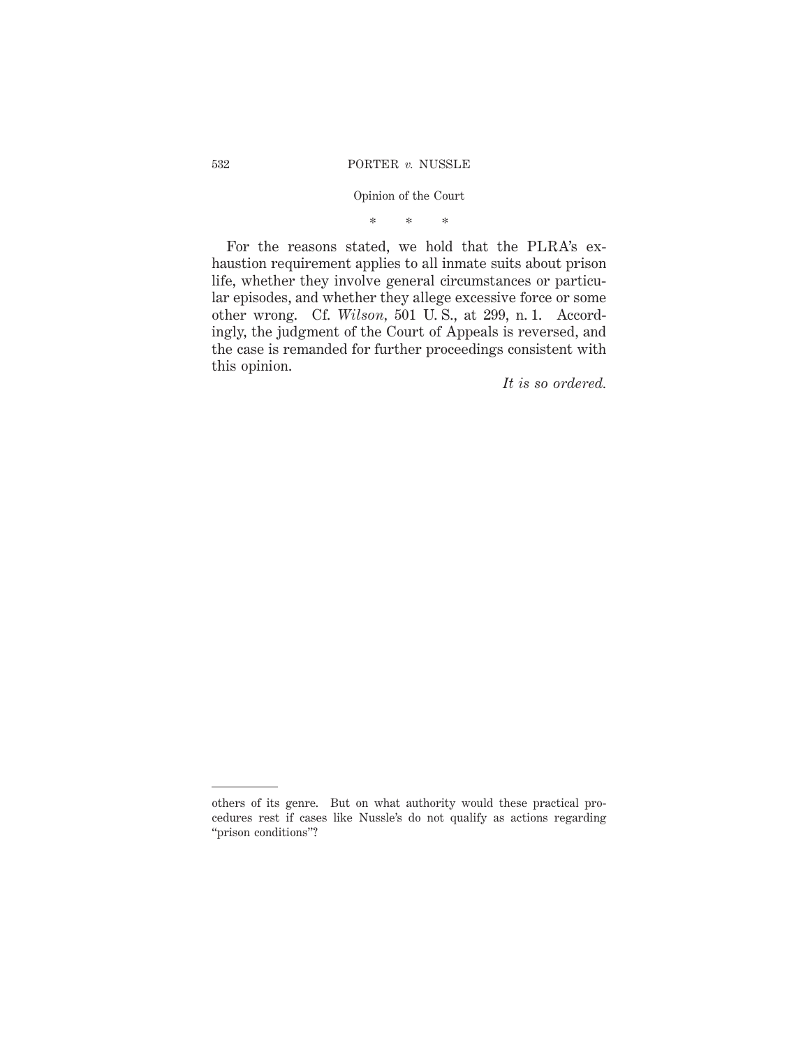Opinion of the Court

\* \* \*

For the reasons stated, we hold that the PLRA's exhaustion requirement applies to all inmate suits about prison life, whether they involve general circumstances or particular episodes, and whether they allege excessive force or some other wrong. Cf. *Wilson*, 501 U. S., at 299, n. 1. Accordingly, the judgment of the Court of Appeals is reversed, and the case is remanded for further proceedings consistent with this opinion.

*It is so ordered.*

---

others of its genre. But on what authority would these practical procedures rest if cases like Nussle's do not qualify as actions regarding "prison conditions"?